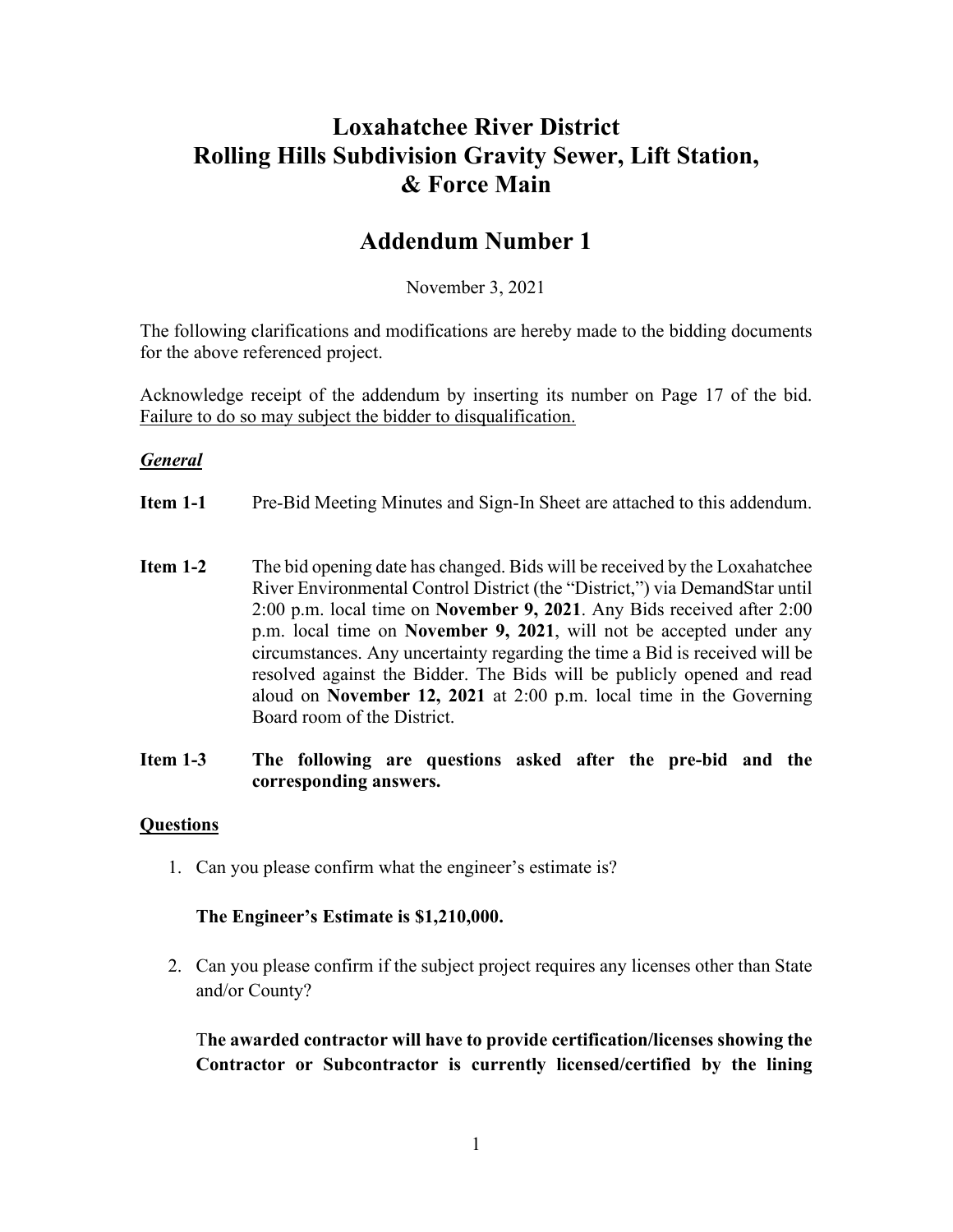# Loxahatchee River District
# Rolling Hills Subdivision Gravity Sewer, Lift Station, & Force Main

## Addendum Number 1

November 3, 2021

The following clarifications and modifications are hereby made to the bidding documents for the above referenced project.

Acknowledge receipt of the addendum by inserting its number on Page 17 of the bid. <u>Failure to do so may subject the bidder to disqualification.</u>

***<u>General</u>***

**Item 1-1** Pre-Bid Meeting Minutes and Sign-In Sheet are attached to this addendum.

**Item 1-2** The bid opening date has changed. Bids will be received by the Loxahatchee River Environmental Control District (the "District,") via DemandStar until 2:00 p.m. local time on **November 9, 2021**. Any Bids received after 2:00 p.m. local time on **November 9, 2021**, will not be accepted under any circumstances. Any uncertainty regarding the time a Bid is received will be resolved against the Bidder. The Bids will be publicly opened and read aloud on **November 12, 2021** at 2:00 p.m. local time in the Governing Board room of the District.

**Item 1-3 The following are questions asked after the pre-bid and the corresponding answers.**

**<u>Questions</u>**

1. Can you please confirm what the engineer's estimate is?

   **The Engineer's Estimate is $1,210,000.**

2. Can you please confirm if the subject project requires any licenses other than State and/or County?

   **The awarded contractor will have to provide certification/licenses showing the Contractor or Subcontractor is currently licensed/certified by the lining**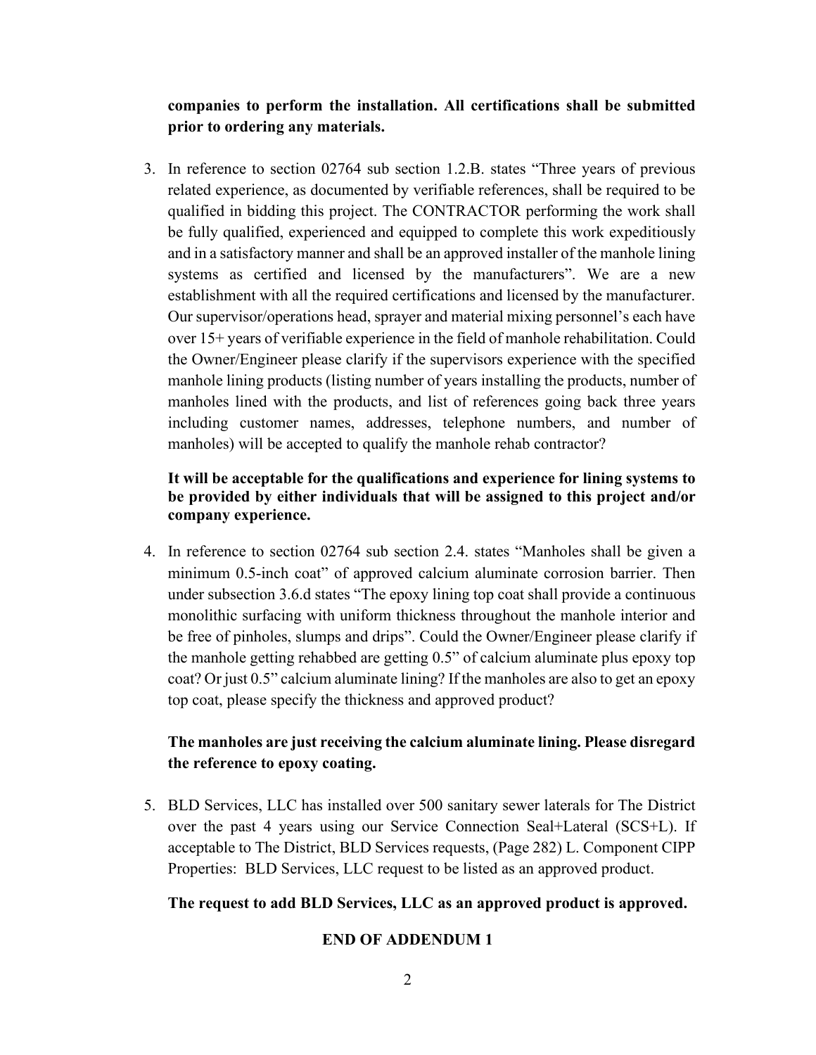**companies to perform the installation. All certifications shall be submitted prior to ordering any materials.**

3. In reference to section 02764 sub section 1.2.B. states "Three years of previous related experience, as documented by verifiable references, shall be required to be qualified in bidding this project. The CONTRACTOR performing the work shall be fully qualified, experienced and equipped to complete this work expeditiously and in a satisfactory manner and shall be an approved installer of the manhole lining systems as certified and licensed by the manufacturers". We are a new establishment with all the required certifications and licensed by the manufacturer. Our supervisor/operations head, sprayer and material mixing personnel's each have over 15+ years of verifiable experience in the field of manhole rehabilitation. Could the Owner/Engineer please clarify if the supervisors experience with the specified manhole lining products (listing number of years installing the products, number of manholes lined with the products, and list of references going back three years including customer names, addresses, telephone numbers, and number of manholes) will be accepted to qualify the manhole rehab contractor?

   **It will be acceptable for the qualifications and experience for lining systems to be provided by either individuals that will be assigned to this project and/or company experience.**

4. In reference to section 02764 sub section 2.4. states "Manholes shall be given a minimum 0.5-inch coat" of approved calcium aluminate corrosion barrier. Then under subsection 3.6.d states "The epoxy lining top coat shall provide a continuous monolithic surfacing with uniform thickness throughout the manhole interior and be free of pinholes, slumps and drips". Could the Owner/Engineer please clarify if the manhole getting rehabbed are getting 0.5" of calcium aluminate plus epoxy top coat? Or just 0.5" calcium aluminate lining? If the manholes are also to get an epoxy top coat, please specify the thickness and approved product?

   **The manholes are just receiving the calcium aluminate lining. Please disregard the reference to epoxy coating.**

5. BLD Services, LLC has installed over 500 sanitary sewer laterals for The District over the past 4 years using our Service Connection Seal+Lateral (SCS+L). If acceptable to The District, BLD Services requests, (Page 282) L. Component CIPP Properties: BLD Services, LLC request to be listed as an approved product.

   **The request to add BLD Services, LLC as an approved product is approved.**

**END OF ADDENDUM 1**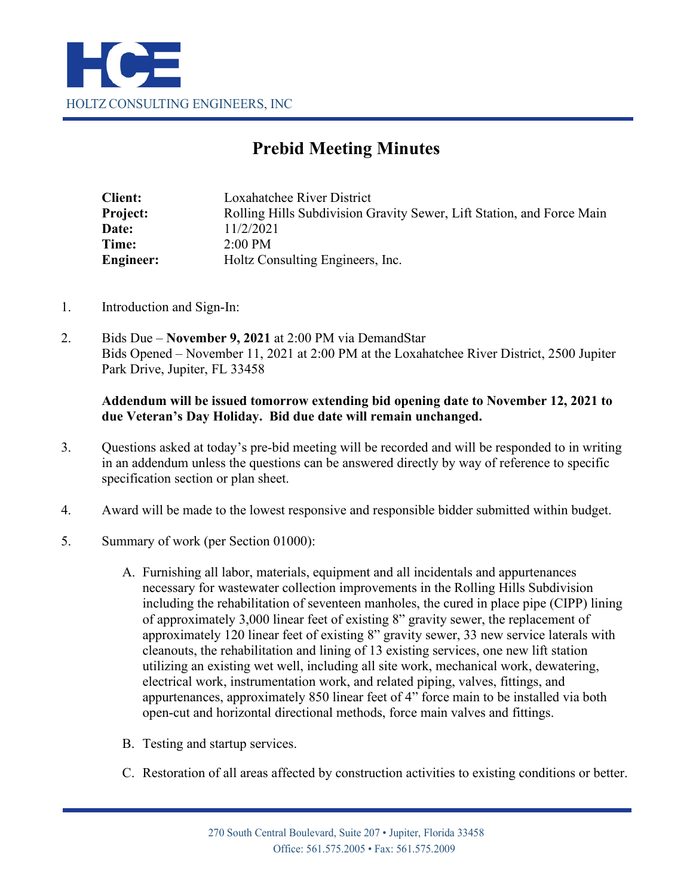HOLTZ CONSULTING ENGINEERS, INC

# Prebid Meeting Minutes

| | |
|---|---|
| **Client:** | Loxahatchee River District |
| **Project:** | Rolling Hills Subdivision Gravity Sewer, Lift Station, and Force Main |
| **Date:** | 11/2/2021 |
| **Time:** | 2:00 PM |
| **Engineer:** | Holtz Consulting Engineers, Inc. |

1. Introduction and Sign-In:

2. Bids Due – **November 9, 2021** at 2:00 PM via DemandStar
   Bids Opened – November 11, 2021 at 2:00 PM at the Loxahatchee River District, 2500 Jupiter Park Drive, Jupiter, FL 33458

   **Addendum will be issued tomorrow extending bid opening date to November 12, 2021 to due Veteran's Day Holiday. Bid due date will remain unchanged.**

3. Questions asked at today's pre-bid meeting will be recorded and will be responded to in writing in an addendum unless the questions can be answered directly by way of reference to specific specification section or plan sheet.

4. Award will be made to the lowest responsive and responsible bidder submitted within budget.

5. Summary of work (per Section 01000):

   A. Furnishing all labor, materials, equipment and all incidentals and appurtenances necessary for wastewater collection improvements in the Rolling Hills Subdivision including the rehabilitation of seventeen manholes, the cured in place pipe (CIPP) lining of approximately 3,000 linear feet of existing 8" gravity sewer, the replacement of approximately 120 linear feet of existing 8" gravity sewer, 33 new service laterals with cleanouts, the rehabilitation and lining of 13 existing services, one new lift station utilizing an existing wet well, including all site work, mechanical work, dewatering, electrical work, instrumentation work, and related piping, valves, fittings, and appurtenances, approximately 850 linear feet of 4" force main to be installed via both open-cut and horizontal directional methods, force main valves and fittings.

   B. Testing and startup services.

   C. Restoration of all areas affected by construction activities to existing conditions or better.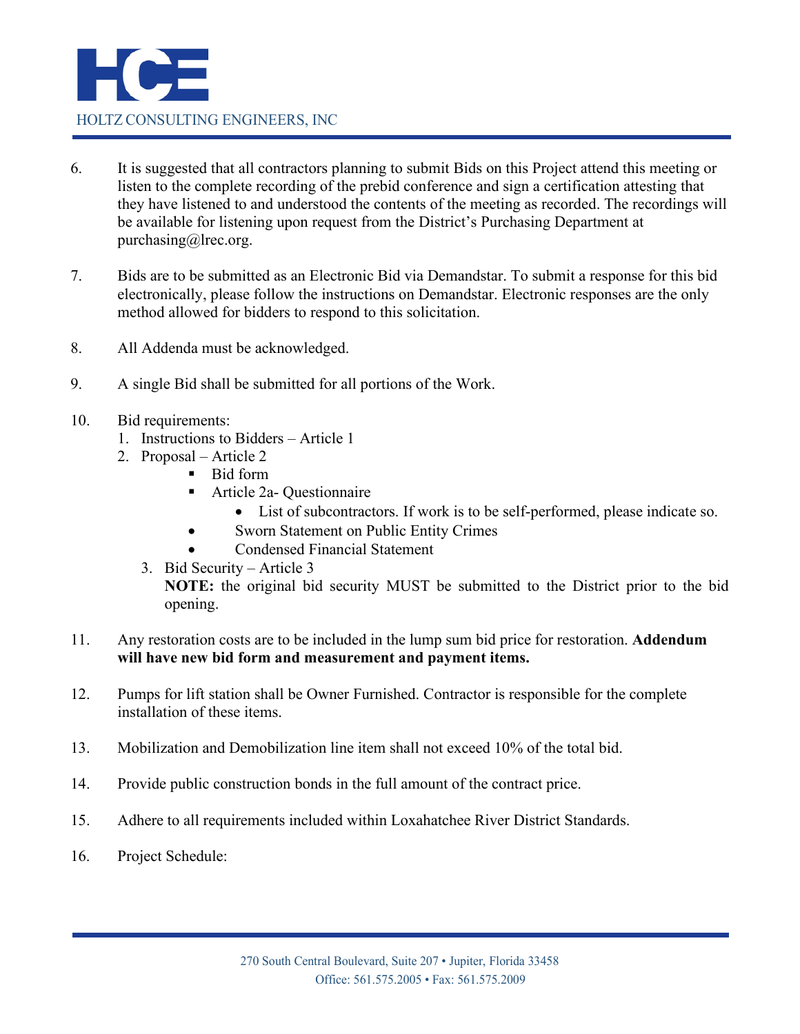6. It is suggested that all contractors planning to submit Bids on this Project attend this meeting or listen to the complete recording of the prebid conference and sign a certification attesting that they have listened to and understood the contents of the meeting as recorded. The recordings will be available for listening upon request from the District's Purchasing Department at purchasing@lrec.org.

7. Bids are to be submitted as an Electronic Bid via Demandstar. To submit a response for this bid electronically, please follow the instructions on Demandstar. Electronic responses are the only method allowed for bidders to respond to this solicitation.

8. All Addenda must be acknowledged.

9. A single Bid shall be submitted for all portions of the Work.

10. Bid requirements:
    1. Instructions to Bidders – Article 1
    2. Proposal – Article 2
        - Bid form
        - Article 2a- Questionnaire
            - List of subcontractors. If work is to be self-performed, please indicate so.
        - Sworn Statement on Public Entity Crimes
        - Condensed Financial Statement
    3. Bid Security – Article 3

       **NOTE:** the original bid security MUST be submitted to the District prior to the bid opening.

11. Any restoration costs are to be included in the lump sum bid price for restoration. **Addendum will have new bid form and measurement and payment items.**

12. Pumps for lift station shall be Owner Furnished. Contractor is responsible for the complete installation of these items.

13. Mobilization and Demobilization line item shall not exceed 10% of the total bid.

14. Provide public construction bonds in the full amount of the contract price.

15. Adhere to all requirements included within Loxahatchee River District Standards.

16. Project Schedule: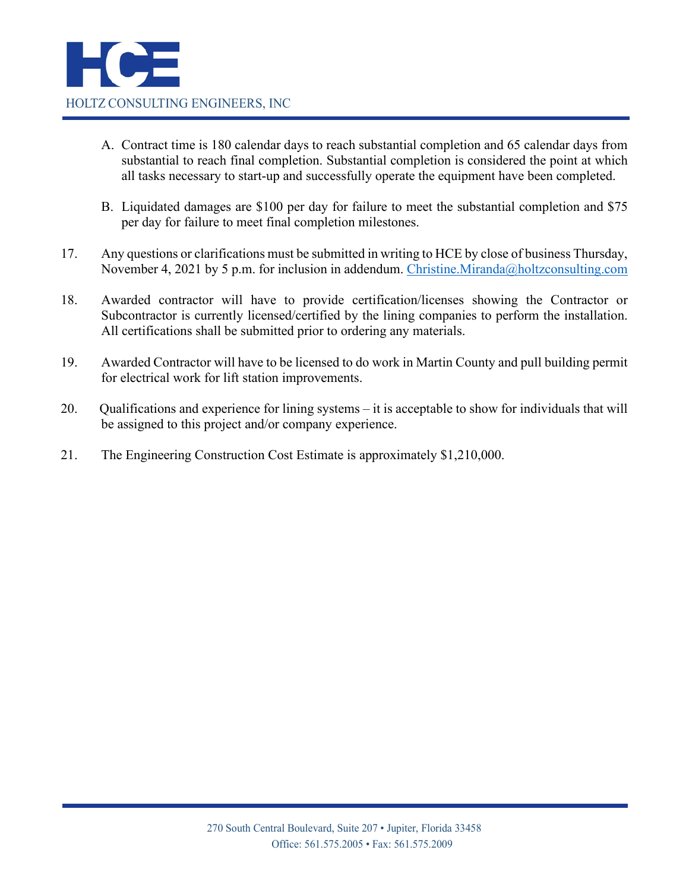A. Contract time is 180 calendar days to reach substantial completion and 65 calendar days from substantial to reach final completion. Substantial completion is considered the point at which all tasks necessary to start-up and successfully operate the equipment have been completed.

B. Liquidated damages are $100 per day for failure to meet the substantial completion and $75 per day for failure to meet final completion milestones.

17. Any questions or clarifications must be submitted in writing to HCE by close of business Thursday, November 4, 2021 by 5 p.m. for inclusion in addendum. Christine.Miranda@holtzconsulting.com

18. Awarded contractor will have to provide certification/licenses showing the Contractor or Subcontractor is currently licensed/certified by the lining companies to perform the installation. All certifications shall be submitted prior to ordering any materials.

19. Awarded Contractor will have to be licensed to do work in Martin County and pull building permit for electrical work for lift station improvements.

20. Qualifications and experience for lining systems – it is acceptable to show for individuals that will be assigned to this project and/or company experience.

21. The Engineering Construction Cost Estimate is approximately $1,210,000.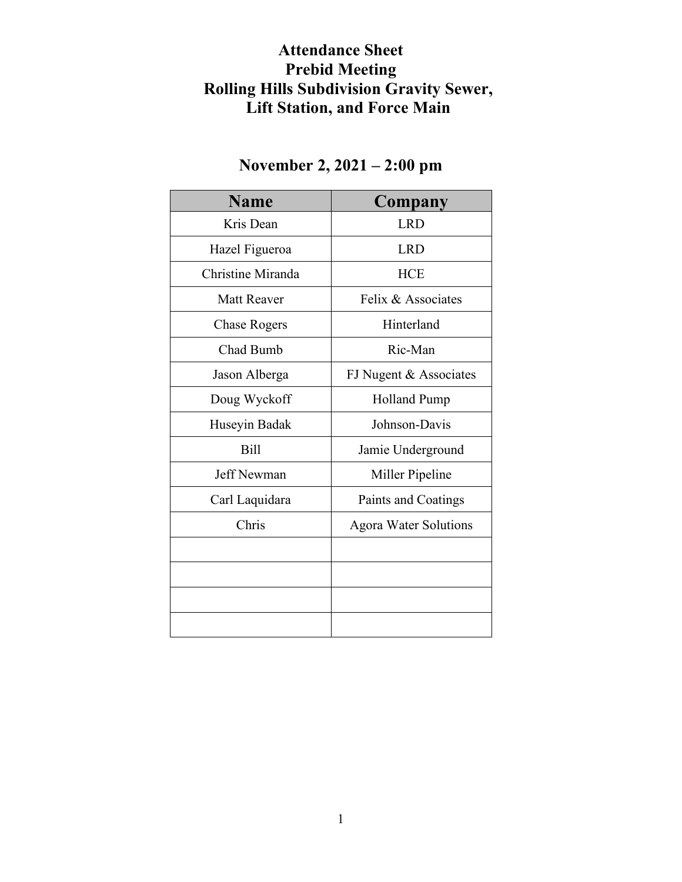# Attendance Sheet
# Prebid Meeting
# Rolling Hills Subdivision Gravity Sewer, Lift Station, and Force Main

## November 2, 2021 – 2:00 pm

| Name | Company |
|---|---|
| Kris Dean | LRD |
| Hazel Figueroa | LRD |
| Christine Miranda | HCE |
| Matt Reaver | Felix & Associates |
| Chase Rogers | Hinterland |
| Chad Bumb | Ric-Man |
| Jason Alberga | FJ Nugent & Associates |
| Doug Wyckoff | Holland Pump |
| Huseyin Badak | Johnson-Davis |
| Bill | Jamie Underground |
| Jeff Newman | Miller Pipeline |
| Carl Laquidara | Paints and Coatings |
| Chris | Agora Water Solutions |
| | |
| | |
| | |
| | |